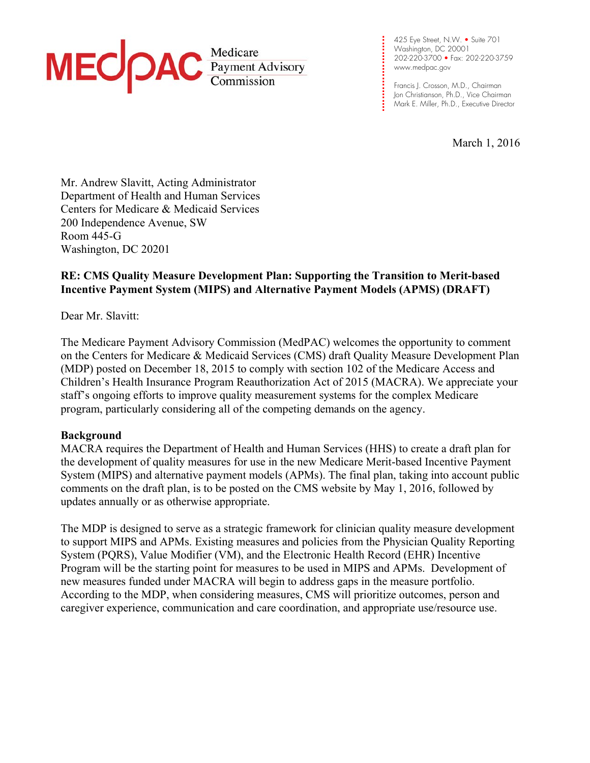MEDPAC Medicare Payment Advisory Commission

425 Eye Street, N.W. • Suite 701
Washington, DC 20001
202-220-3700 • Fax: 202-220-3759
www.medpac.gov

Francis J. Crosson, M.D., Chairman
Jon Christianson, Ph.D., Vice Chairman
Mark E. Miller, Ph.D., Executive Director

March 1, 2016

Mr. Andrew Slavitt, Acting Administrator
Department of Health and Human Services
Centers for Medicare & Medicaid Services
200 Independence Avenue, SW
Room 445-G
Washington, DC 20201

**RE: CMS Quality Measure Development Plan: Supporting the Transition to Merit-based Incentive Payment System (MIPS) and Alternative Payment Models (APMS) (DRAFT)**

Dear Mr. Slavitt:

The Medicare Payment Advisory Commission (MedPAC) welcomes the opportunity to comment on the Centers for Medicare & Medicaid Services (CMS) draft Quality Measure Development Plan (MDP) posted on December 18, 2015 to comply with section 102 of the Medicare Access and Children's Health Insurance Program Reauthorization Act of 2015 (MACRA). We appreciate your staff's ongoing efforts to improve quality measurement systems for the complex Medicare program, particularly considering all of the competing demands on the agency.

**Background**

MACRA requires the Department of Health and Human Services (HHS) to create a draft plan for the development of quality measures for use in the new Medicare Merit-based Incentive Payment System (MIPS) and alternative payment models (APMs). The final plan, taking into account public comments on the draft plan, is to be posted on the CMS website by May 1, 2016, followed by updates annually or as otherwise appropriate.

The MDP is designed to serve as a strategic framework for clinician quality measure development to support MIPS and APMs. Existing measures and policies from the Physician Quality Reporting System (PQRS), Value Modifier (VM), and the Electronic Health Record (EHR) Incentive Program will be the starting point for measures to be used in MIPS and APMs. Development of new measures funded under MACRA will begin to address gaps in the measure portfolio. According to the MDP, when considering measures, CMS will prioritize outcomes, person and caregiver experience, communication and care coordination, and appropriate use/resource use.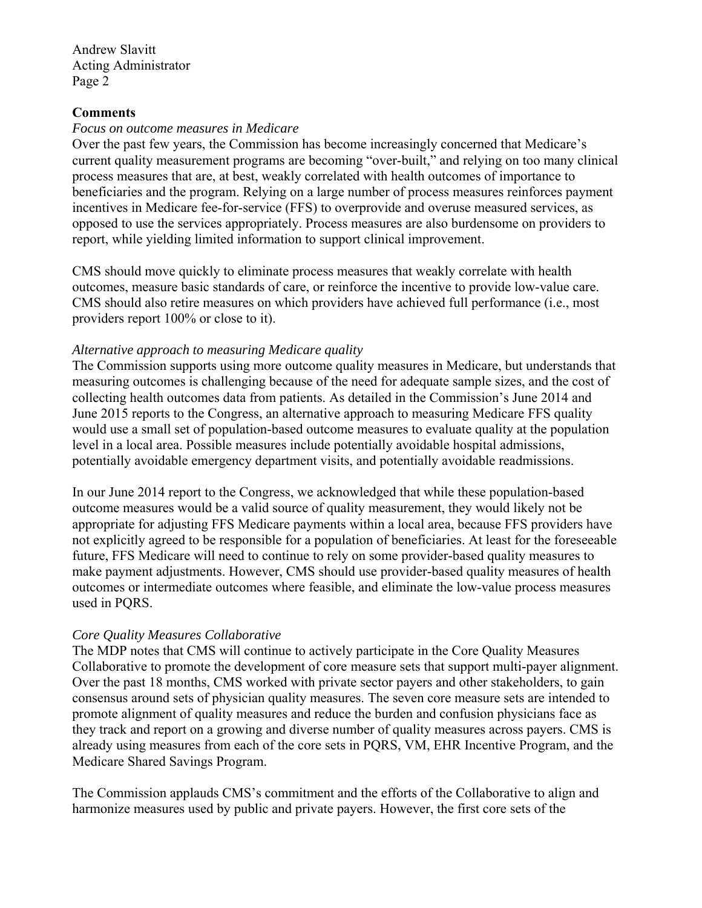## Comments

*Focus on outcome measures in Medicare*

Over the past few years, the Commission has become increasingly concerned that Medicare's current quality measurement programs are becoming "over-built," and relying on too many clinical process measures that are, at best, weakly correlated with health outcomes of importance to beneficiaries and the program. Relying on a large number of process measures reinforces payment incentives in Medicare fee-for-service (FFS) to overprovide and overuse measured services, as opposed to use the services appropriately. Process measures are also burdensome on providers to report, while yielding limited information to support clinical improvement.

CMS should move quickly to eliminate process measures that weakly correlate with health outcomes, measure basic standards of care, or reinforce the incentive to provide low-value care. CMS should also retire measures on which providers have achieved full performance (i.e., most providers report 100% or close to it).

*Alternative approach to measuring Medicare quality*

The Commission supports using more outcome quality measures in Medicare, but understands that measuring outcomes is challenging because of the need for adequate sample sizes, and the cost of collecting health outcomes data from patients. As detailed in the Commission's June 2014 and June 2015 reports to the Congress, an alternative approach to measuring Medicare FFS quality would use a small set of population-based outcome measures to evaluate quality at the population level in a local area. Possible measures include potentially avoidable hospital admissions, potentially avoidable emergency department visits, and potentially avoidable readmissions.

In our June 2014 report to the Congress, we acknowledged that while these population-based outcome measures would be a valid source of quality measurement, they would likely not be appropriate for adjusting FFS Medicare payments within a local area, because FFS providers have not explicitly agreed to be responsible for a population of beneficiaries. At least for the foreseeable future, FFS Medicare will need to continue to rely on some provider-based quality measures to make payment adjustments. However, CMS should use provider-based quality measures of health outcomes or intermediate outcomes where feasible, and eliminate the low-value process measures used in PQRS.

*Core Quality Measures Collaborative*

The MDP notes that CMS will continue to actively participate in the Core Quality Measures Collaborative to promote the development of core measure sets that support multi-payer alignment. Over the past 18 months, CMS worked with private sector payers and other stakeholders, to gain consensus around sets of physician quality measures. The seven core measure sets are intended to promote alignment of quality measures and reduce the burden and confusion physicians face as they track and report on a growing and diverse number of quality measures across payers. CMS is already using measures from each of the core sets in PQRS, VM, EHR Incentive Program, and the Medicare Shared Savings Program.

The Commission applauds CMS's commitment and the efforts of the Collaborative to align and harmonize measures used by public and private payers. However, the first core sets of the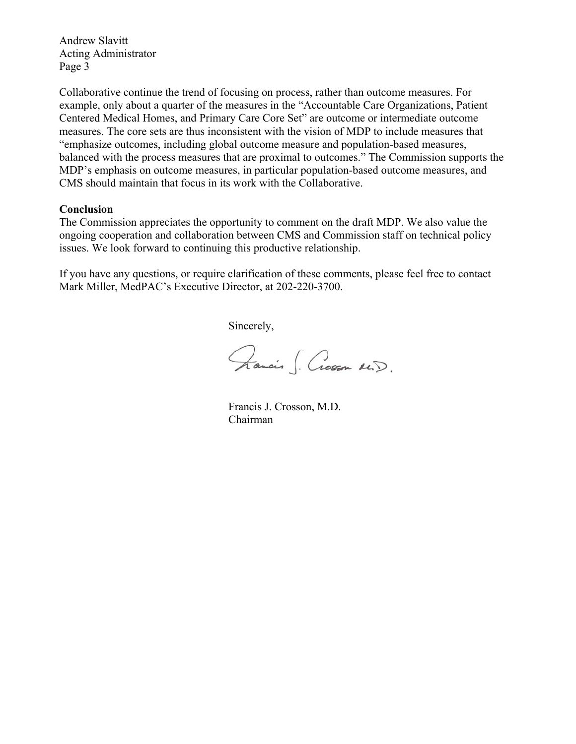Collaborative continue the trend of focusing on process, rather than outcome measures. For example, only about a quarter of the measures in the "Accountable Care Organizations, Patient Centered Medical Homes, and Primary Care Core Set" are outcome or intermediate outcome measures. The core sets are thus inconsistent with the vision of MDP to include measures that "emphasize outcomes, including global outcome measure and population-based measures, balanced with the process measures that are proximal to outcomes." The Commission supports the MDP's emphasis on outcome measures, in particular population-based outcome measures, and CMS should maintain that focus in its work with the Collaborative.

**Conclusion**

The Commission appreciates the opportunity to comment on the draft MDP. We also value the ongoing cooperation and collaboration between CMS and Commission staff on technical policy issues. We look forward to continuing this productive relationship.

If you have any questions, or require clarification of these comments, please feel free to contact Mark Miller, MedPAC's Executive Director, at 202-220-3700.

Sincerely,

Francis J. Crosson M.D.

Francis J. Crosson, M.D.
Chairman